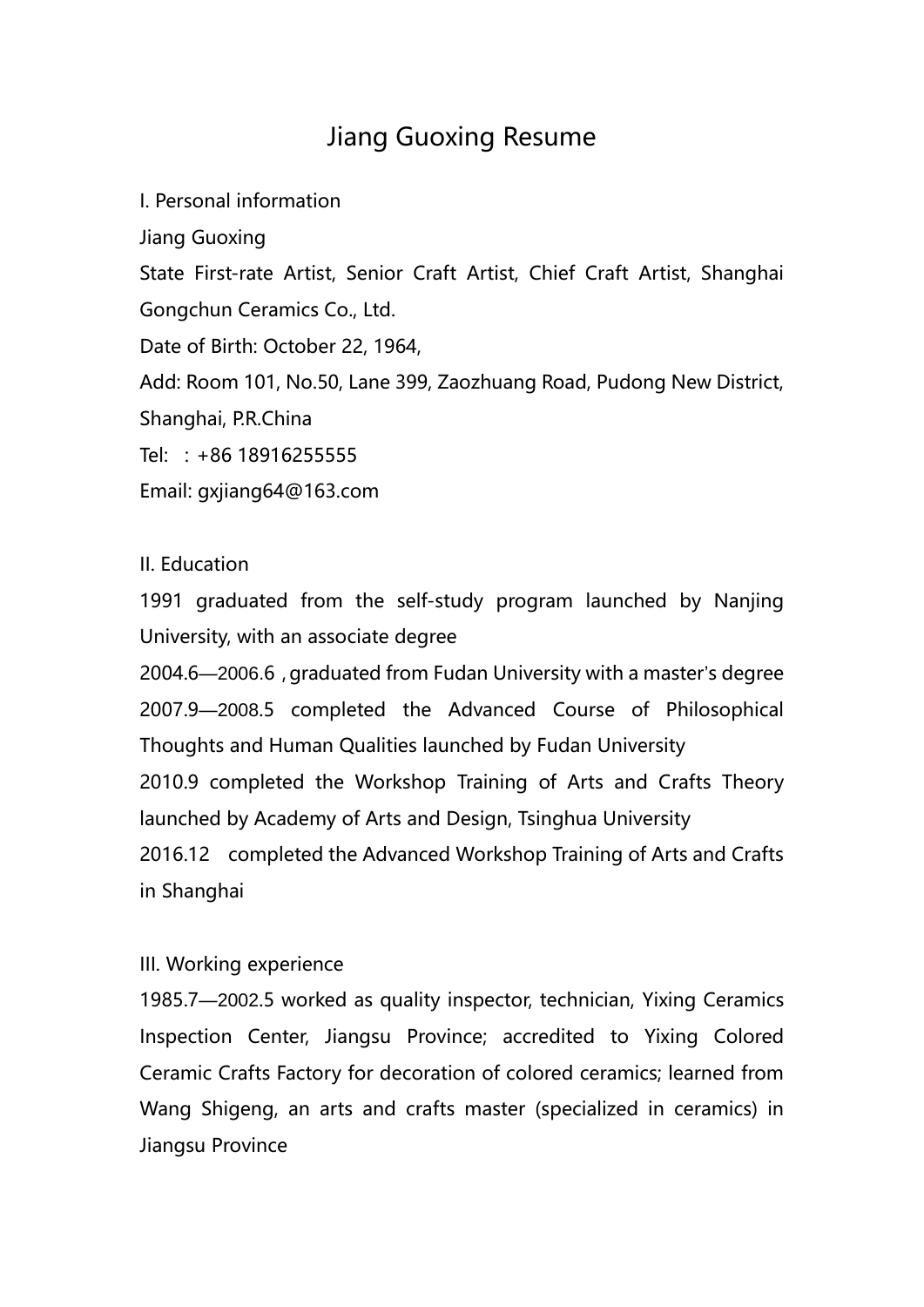# Jiang Guoxing Resume

I. Personal information

Jiang Guoxing

State First-rate Artist, Senior Craft Artist, Chief Craft Artist, Shanghai Gongchun Ceramics Co., Ltd.

Date of Birth: October 22, 1964,

Add: Room 101, No.50, Lane 399, Zaozhuang Road, Pudong New District, Shanghai, P.R.China

Tel: : +86 18916255555

Email: gxjiang64@163.com

II. Education

1991 graduated from the self-study program launched by Nanjing University, with an associate degree

2004.6—2006.6 , graduated from Fudan University with a master's degree

2007.9—2008.5 completed the Advanced Course of Philosophical Thoughts and Human Qualities launched by Fudan University

2010.9 completed the Workshop Training of Arts and Crafts Theory launched by Academy of Arts and Design, Tsinghua University

2016.12 completed the Advanced Workshop Training of Arts and Crafts in Shanghai

III. Working experience

1985.7—2002.5 worked as quality inspector, technician, Yixing Ceramics Inspection Center, Jiangsu Province; accredited to Yixing Colored Ceramic Crafts Factory for decoration of colored ceramics; learned from Wang Shigeng, an arts and crafts master (specialized in ceramics) in Jiangsu Province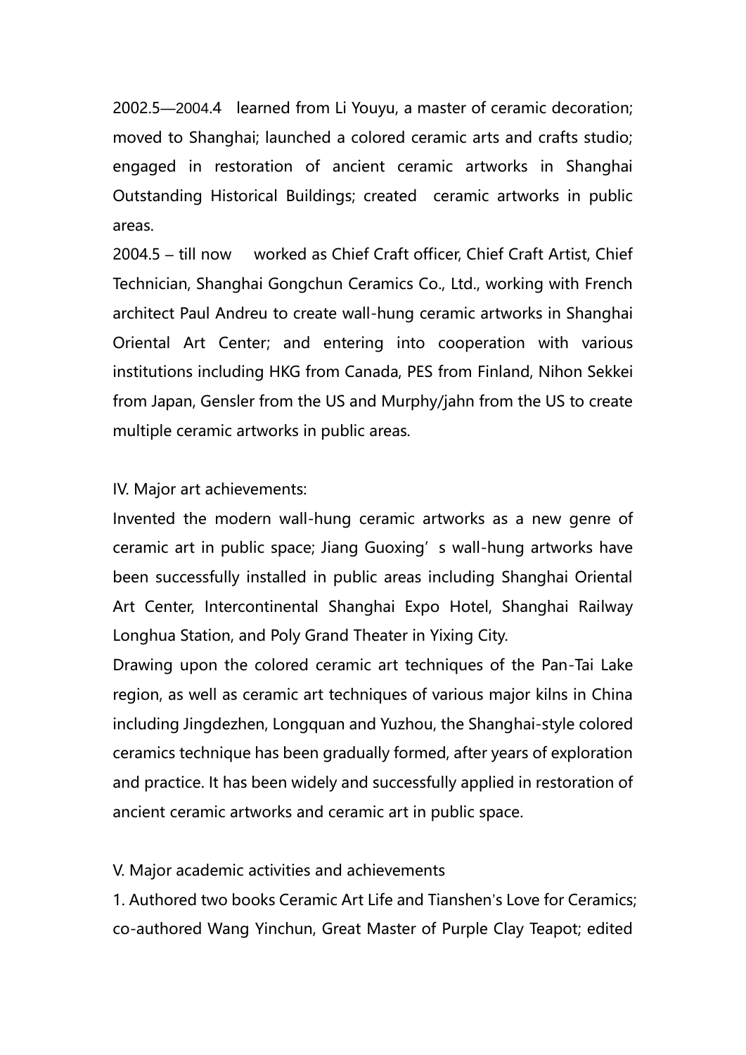2002.5—2004.4 learned from Li Youyu, a master of ceramic decoration; moved to Shanghai; launched a colored ceramic arts and crafts studio; engaged in restoration of ancient ceramic artworks in Shanghai Outstanding Historical Buildings; created ceramic artworks in public areas.

2004.5 – till now worked as Chief Craft officer, Chief Craft Artist, Chief Technician, Shanghai Gongchun Ceramics Co., Ltd., working with French architect Paul Andreu to create wall-hung ceramic artworks in Shanghai Oriental Art Center; and entering into cooperation with various institutions including HKG from Canada, PES from Finland, Nihon Sekkei from Japan, Gensler from the US and Murphy/jahn from the US to create multiple ceramic artworks in public areas.

IV. Major art achievements:

Invented the modern wall-hung ceramic artworks as a new genre of ceramic art in public space; Jiang Guoxing' s wall-hung artworks have been successfully installed in public areas including Shanghai Oriental Art Center, Intercontinental Shanghai Expo Hotel, Shanghai Railway Longhua Station, and Poly Grand Theater in Yixing City.

Drawing upon the colored ceramic art techniques of the Pan-Tai Lake region, as well as ceramic art techniques of various major kilns in China including Jingdezhen, Longquan and Yuzhou, the Shanghai-style colored ceramics technique has been gradually formed, after years of exploration and practice. It has been widely and successfully applied in restoration of ancient ceramic artworks and ceramic art in public space.

V. Major academic activities and achievements

1. Authored two books Ceramic Art Life and Tianshen's Love for Ceramics; co-authored Wang Yinchun, Great Master of Purple Clay Teapot; edited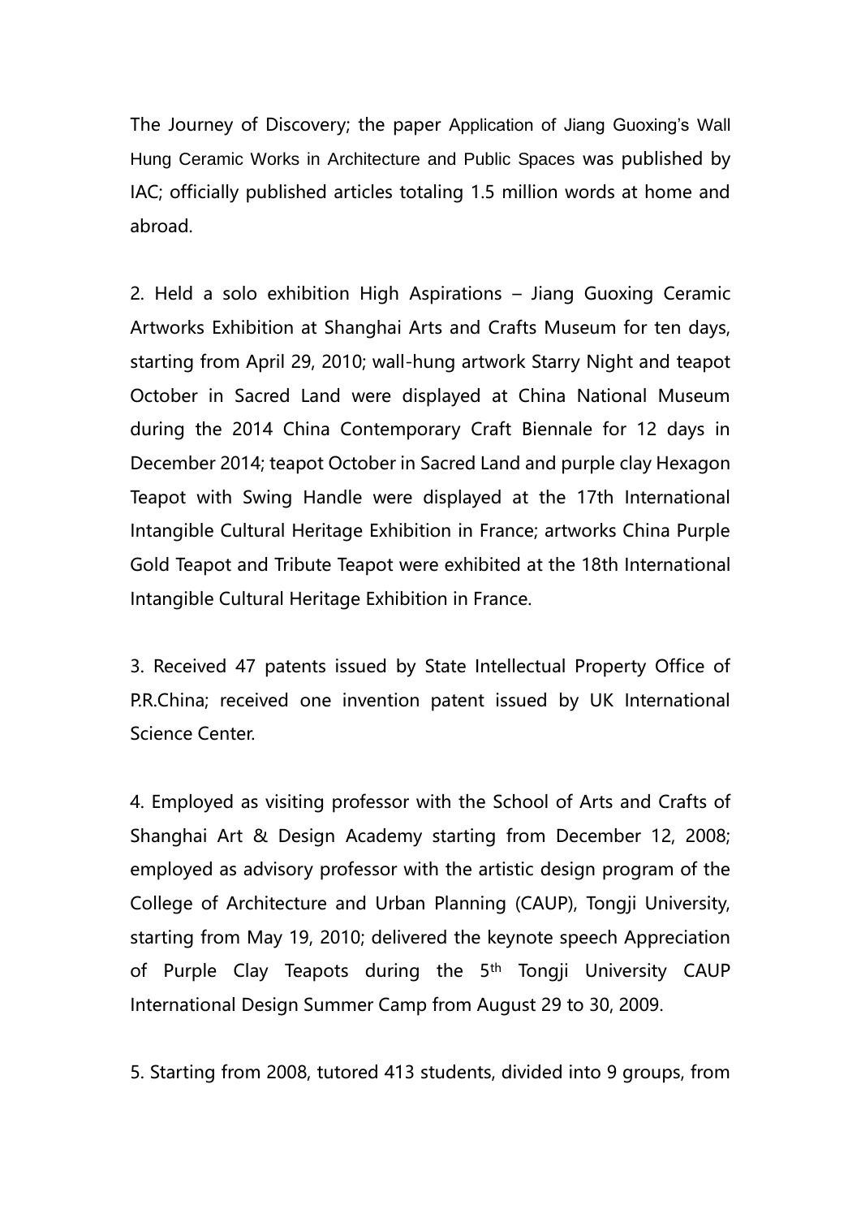The Journey of Discovery; the paper Application of Jiang Guoxing's Wall Hung Ceramic Works in Architecture and Public Spaces was published by IAC; officially published articles totaling 1.5 million words at home and abroad.

2. Held a solo exhibition High Aspirations – Jiang Guoxing Ceramic Artworks Exhibition at Shanghai Arts and Crafts Museum for ten days, starting from April 29, 2010; wall-hung artwork Starry Night and teapot October in Sacred Land were displayed at China National Museum during the 2014 China Contemporary Craft Biennale for 12 days in December 2014; teapot October in Sacred Land and purple clay Hexagon Teapot with Swing Handle were displayed at the 17th International Intangible Cultural Heritage Exhibition in France; artworks China Purple Gold Teapot and Tribute Teapot were exhibited at the 18th International Intangible Cultural Heritage Exhibition in France.

3. Received 47 patents issued by State Intellectual Property Office of P.R.China; received one invention patent issued by UK International Science Center.

4. Employed as visiting professor with the School of Arts and Crafts of Shanghai Art & Design Academy starting from December 12, 2008; employed as advisory professor with the artistic design program of the College of Architecture and Urban Planning (CAUP), Tongji University, starting from May 19, 2010; delivered the keynote speech Appreciation of Purple Clay Teapots during the 5th Tongji University CAUP International Design Summer Camp from August 29 to 30, 2009.

5. Starting from 2008, tutored 413 students, divided into 9 groups, from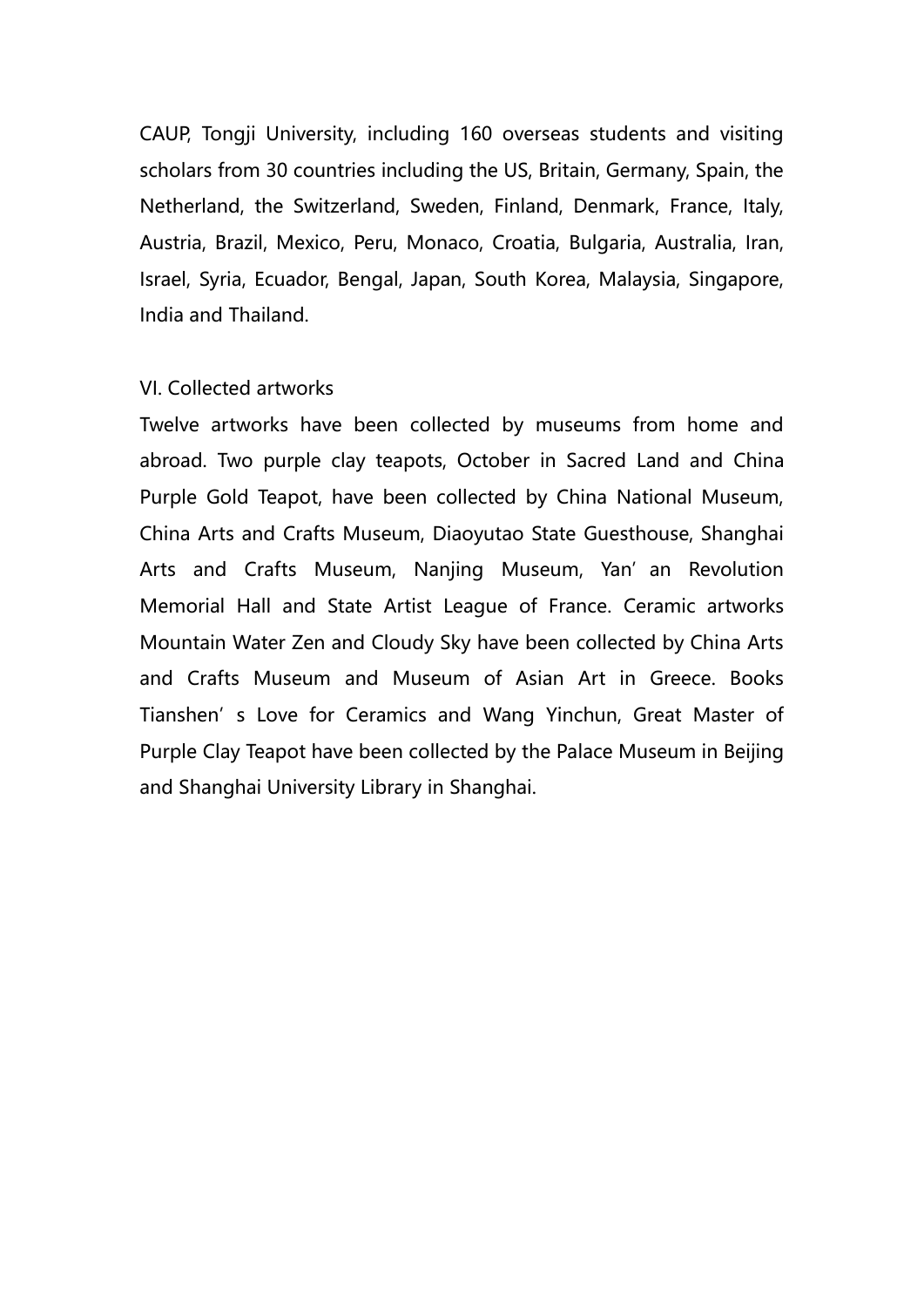CAUP, Tongji University, including 160 overseas students and visiting scholars from 30 countries including the US, Britain, Germany, Spain, the Netherland, the Switzerland, Sweden, Finland, Denmark, France, Italy, Austria, Brazil, Mexico, Peru, Monaco, Croatia, Bulgaria, Australia, Iran, Israel, Syria, Ecuador, Bengal, Japan, South Korea, Malaysia, Singapore, India and Thailand.

## VI. Collected artworks

Twelve artworks have been collected by museums from home and abroad. Two purple clay teapots, October in Sacred Land and China Purple Gold Teapot, have been collected by China National Museum, China Arts and Crafts Museum, Diaoyutao State Guesthouse, Shanghai Arts and Crafts Museum, Nanjing Museum, Yan' an Revolution Memorial Hall and State Artist League of France. Ceramic artworks Mountain Water Zen and Cloudy Sky have been collected by China Arts and Crafts Museum and Museum of Asian Art in Greece. Books Tianshen' s Love for Ceramics and Wang Yinchun, Great Master of Purple Clay Teapot have been collected by the Palace Museum in Beijing and Shanghai University Library in Shanghai.